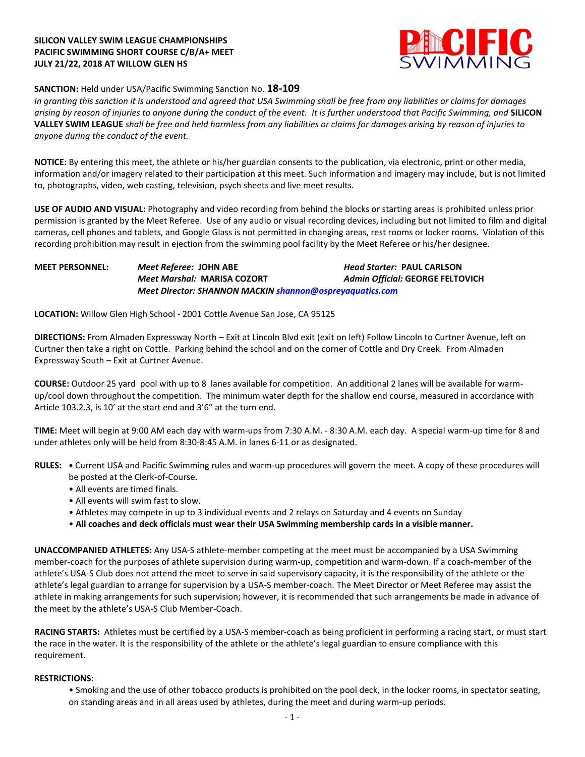**SILICON VALLEY SWIM LEAGUE CHAMPIONSHIPS**
**PACIFIC SWIMMING SHORT COURSE C/B/A+ MEET**
**JULY 21/22, 2018 AT WILLOW GLEN HS**

**SANCTION:** Held under USA/Pacific Swimming Sanction No. **18-109**
*In granting this sanction it is understood and agreed that USA Swimming shall be free from any liabilities or claims for damages arising by reason of injuries to anyone during the conduct of the event. It is further understood that Pacific Swimming, and* **SILICON VALLEY SWIM LEAGUE** *shall be free and held harmless from any liabilities or claims for damages arising by reason of injuries to anyone during the conduct of the event.*

**NOTICE:** By entering this meet, the athlete or his/her guardian consents to the publication, via electronic, print or other media, information and/or imagery related to their participation at this meet. Such information and imagery may include, but is not limited to, photographs, video, web casting, television, psych sheets and live meet results.

**USE OF AUDIO AND VISUAL:** Photography and video recording from behind the blocks or starting areas is prohibited unless prior permission is granted by the Meet Referee. Use of any audio or visual recording devices, including but not limited to film and digital cameras, cell phones and tablets, and Google Glass is not permitted in changing areas, rest rooms or locker rooms. Violation of this recording prohibition may result in ejection from the swimming pool facility by the Meet Referee or his/her designee.

**MEET PERSONNEL:** *Meet Referee:* **JOHN ABE** *Head Starter:* **PAUL CARLSON**
*Meet Marshal:* **MARISA COZORT** *Admin Official:* **GEORGE FELTOVICH**
***Meet Director: SHANNON MACKIN*** [shannon@ospreyaquatics.com](mailto:shannon@ospreyaquatics.com)

**LOCATION:** Willow Glen High School - 2001 Cottle Avenue San Jose, CA 95125

**DIRECTIONS:** From Almaden Expressway North – Exit at Lincoln Blvd exit (exit on left) Follow Lincoln to Curtner Avenue, left on Curtner then take a right on Cottle. Parking behind the school and on the corner of Cottle and Dry Creek. From Almaden Expressway South – Exit at Curtner Avenue.

**COURSE:** Outdoor 25 yard pool with up to 8 lanes available for competition. An additional 2 lanes will be available for warm-up/cool down throughout the competition. The minimum water depth for the shallow end course, measured in accordance with Article 103.2.3, is 10' at the start end and 3'6" at the turn end.

**TIME:** Meet will begin at 9:00 AM each day with warm-ups from 7:30 A.M. - 8:30 A.M. each day. A special warm-up time for 8 and under athletes only will be held from 8:30-8:45 A.M. in lanes 6-11 or as designated.

**RULES:**
- Current USA and Pacific Swimming rules and warm-up procedures will govern the meet. A copy of these procedures will be posted at the Clerk-of-Course.
- All events are timed finals.
- All events will swim fast to slow.
- Athletes may compete in up to 3 individual events and 2 relays on Saturday and 4 events on Sunday
- **All coaches and deck officials must wear their USA Swimming membership cards in a visible manner.**

**UNACCOMPANIED ATHLETES:** Any USA-S athlete-member competing at the meet must be accompanied by a USA Swimming member-coach for the purposes of athlete supervision during warm-up, competition and warm-down. If a coach-member of the athlete's USA-S Club does not attend the meet to serve in said supervisory capacity, it is the responsibility of the athlete or the athlete's legal guardian to arrange for supervision by a USA-S member-coach. The Meet Director or Meet Referee may assist the athlete in making arrangements for such supervision; however, it is recommended that such arrangements be made in advance of the meet by the athlete's USA-S Club Member-Coach.

**RACING STARTS:** Athletes must be certified by a USA-S member-coach as being proficient in performing a racing start, or must start the race in the water. It is the responsibility of the athlete or the athlete's legal guardian to ensure compliance with this requirement.

**RESTRICTIONS:**
- Smoking and the use of other tobacco products is prohibited on the pool deck, in the locker rooms, in spectator seating, on standing areas and in all areas used by athletes, during the meet and during warm-up periods.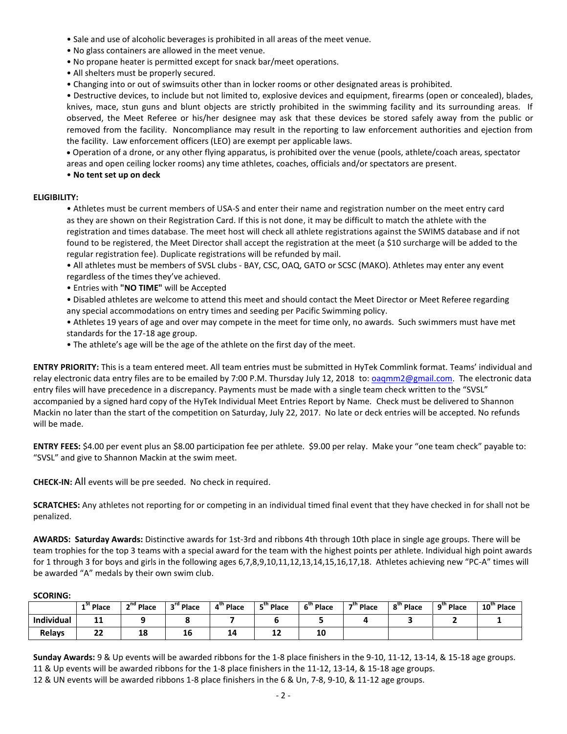- Sale and use of alcoholic beverages is prohibited in all areas of the meet venue.
- No glass containers are allowed in the meet venue.
- No propane heater is permitted except for snack bar/meet operations.
- All shelters must be properly secured.
- Changing into or out of swimsuits other than in locker rooms or other designated areas is prohibited.
- Destructive devices, to include but not limited to, explosive devices and equipment, firearms (open or concealed), blades, knives, mace, stun guns and blunt objects are strictly prohibited in the swimming facility and its surrounding areas. If observed, the Meet Referee or his/her designee may ask that these devices be stored safely away from the public or removed from the facility. Noncompliance may result in the reporting to law enforcement authorities and ejection from the facility. Law enforcement officers (LEO) are exempt per applicable laws.
- Operation of a drone, or any other flying apparatus, is prohibited over the venue (pools, athlete/coach areas, spectator areas and open ceiling locker rooms) any time athletes, coaches, officials and/or spectators are present.
- **No tent set up on deck**

**ELIGIBILITY:**

- Athletes must be current members of USA-S and enter their name and registration number on the meet entry card as they are shown on their Registration Card. If this is not done, it may be difficult to match the athlete with the registration and times database. The meet host will check all athlete registrations against the SWIMS database and if not found to be registered, the Meet Director shall accept the registration at the meet (a $10 surcharge will be added to the regular registration fee). Duplicate registrations will be refunded by mail.
- All athletes must be members of SVSL clubs - BAY, CSC, OAQ, GATO or SCSC (MAKO). Athletes may enter any event regardless of the times they've achieved.
- Entries with **"NO TIME"** will be Accepted
- Disabled athletes are welcome to attend this meet and should contact the Meet Director or Meet Referee regarding any special accommodations on entry times and seeding per Pacific Swimming policy.
- Athletes 19 years of age and over may compete in the meet for time only, no awards. Such swimmers must have met standards for the 17-18 age group.
- The athlete's age will be the age of the athlete on the first day of the meet.

**ENTRY PRIORITY:** This is a team entered meet. All team entries must be submitted in HyTek Commlink format. Teams' individual and relay electronic data entry files are to be emailed by 7:00 P.M. Thursday July 12, 2018 to: oaqmm2@gmail.com. The electronic data entry files will have precedence in a discrepancy. Payments must be made with a single team check written to the "SVSL" accompanied by a signed hard copy of the HyTek Individual Meet Entries Report by Name. Check must be delivered to Shannon Mackin no later than the start of the competition on Saturday, July 22, 2017. No late or deck entries will be accepted. No refunds will be made.

**ENTRY FEES:** $4.00 per event plus an $8.00 participation fee per athlete. $9.00 per relay. Make your "one team check" payable to: "SVSL" and give to Shannon Mackin at the swim meet.

**CHECK-IN:** All events will be pre seeded. No check in required.

**SCRATCHES:** Any athletes not reporting for or competing in an individual timed final event that they have checked in for shall not be penalized.

**AWARDS: Saturday Awards:** Distinctive awards for 1st-3rd and ribbons 4th through 10th place in single age groups. There will be team trophies for the top 3 teams with a special award for the team with the highest points per athlete. Individual high point awards for 1 through 3 for boys and girls in the following ages 6,7,8,9,10,11,12,13,14,15,16,17,18. Athletes achieving new "PC-A" times will be awarded "A" medals by their own swim club.

**SCORING:**

| | 1st Place | 2nd Place | 3rd Place | 4th Place | 5th Place | 6th Place | 7th Place | 8th Place | 9th Place | 10th Place |
|---|---|---|---|---|---|---|---|---|---|---|
| **Individual** | **11** | **9** | **8** | **7** | **6** | **5** | **4** | **3** | **2** | **1** |
| **Relays** | **22** | **18** | **16** | **14** | **12** | **10** | | | | |

**Sunday Awards:** 9 & Up events will be awarded ribbons for the 1-8 place finishers in the 9-10, 11-12, 13-14, & 15-18 age groups.
11 & Up events will be awarded ribbons for the 1-8 place finishers in the 11-12, 13-14, & 15-18 age groups.
12 & UN events will be awarded ribbons 1-8 place finishers in the 6 & Un, 7-8, 9-10, & 11-12 age groups.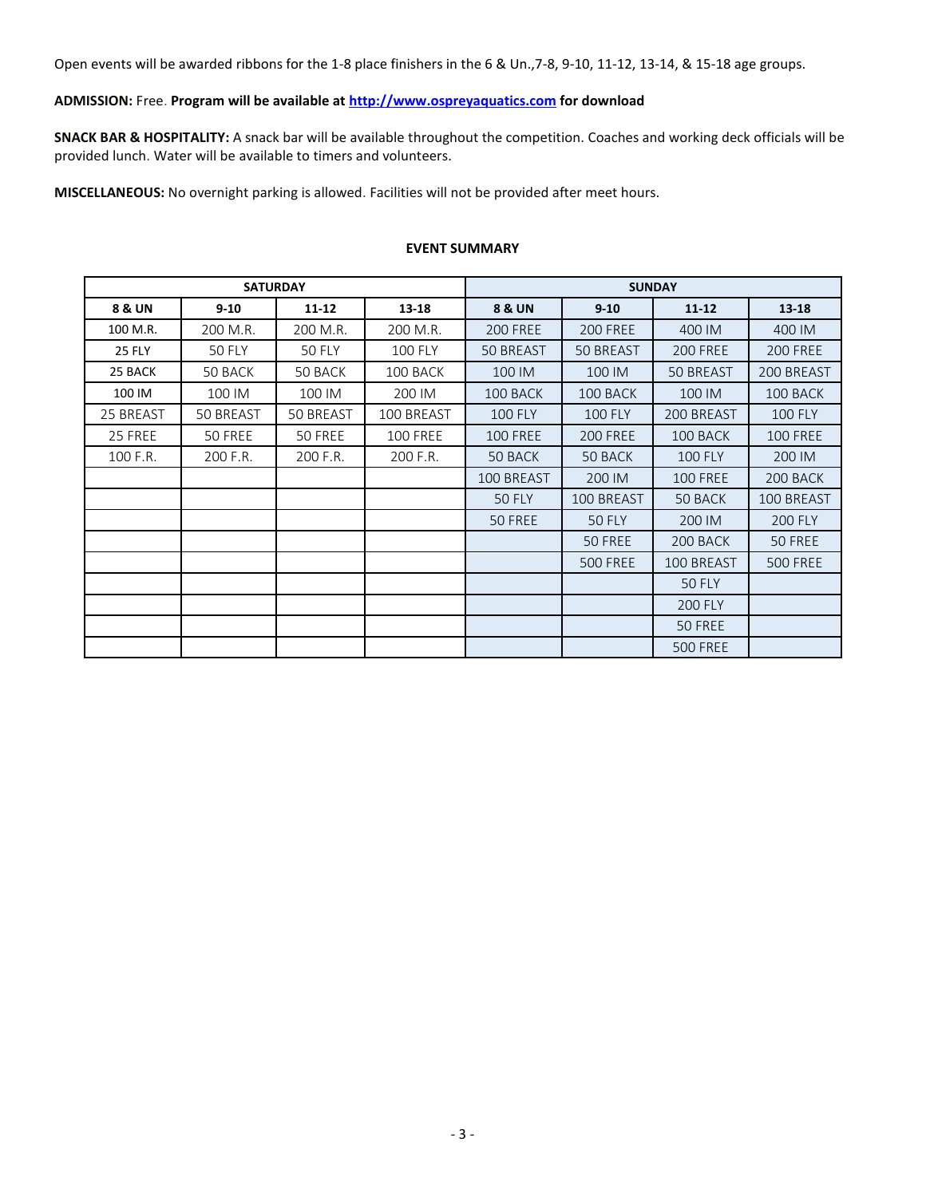Open events will be awarded ribbons for the 1-8 place finishers in the 6 & Un.,7-8, 9-10, 11-12, 13-14, & 15-18 age groups.

**ADMISSION:** Free. **Program will be available at [http://www.ospreyaquatics.com](http://www.ospreyaquatics.com) for download**

**SNACK BAR & HOSPITALITY:** A snack bar will be available throughout the competition. Coaches and working deck officials will be provided lunch. Water will be available to timers and volunteers.

**MISCELLANEOUS:** No overnight parking is allowed. Facilities will not be provided after meet hours.

**EVENT SUMMARY**

| SATURDAY | | | | SUNDAY | | | |
|---|---|---|---|---|---|---|---|
| **8 & UN** | **9-10** | **11-12** | **13-18** | **8 & UN** | **9-10** | **11-12** | **13-18** |
| 100 M.R. | 200 M.R. | 200 M.R. | 200 M.R. | 200 FREE | 200 FREE | 400 IM | 400 IM |
| 25 FLY | 50 FLY | 50 FLY | 100 FLY | 50 BREAST | 50 BREAST | 200 FREE | 200 FREE |
| 25 BACK | 50 BACK | 50 BACK | 100 BACK | 100 IM | 100 IM | 50 BREAST | 200 BREAST |
| 100 IM | 100 IM | 100 IM | 200 IM | 100 BACK | 100 BACK | 100 IM | 100 BACK |
| 25 BREAST | 50 BREAST | 50 BREAST | 100 BREAST | 100 FLY | 100 FLY | 200 BREAST | 100 FLY |
| 25 FREE | 50 FREE | 50 FREE | 100 FREE | 100 FREE | 200 FREE | 100 BACK | 100 FREE |
| 100 F.R. | 200 F.R. | 200 F.R. | 200 F.R. | 50 BACK | 50 BACK | 100 FLY | 200 IM |
| | | | | 100 BREAST | 200 IM | 100 FREE | 200 BACK |
| | | | | 50 FLY | 100 BREAST | 50 BACK | 100 BREAST |
| | | | | 50 FREE | 50 FLY | 200 IM | 200 FLY |
| | | | | | 50 FREE | 200 BACK | 50 FREE |
| | | | | | 500 FREE | 100 BREAST | 500 FREE |
| | | | | | | 50 FLY | |
| | | | | | | 200 FLY | |
| | | | | | | 50 FREE | |
| | | | | | | 500 FREE | |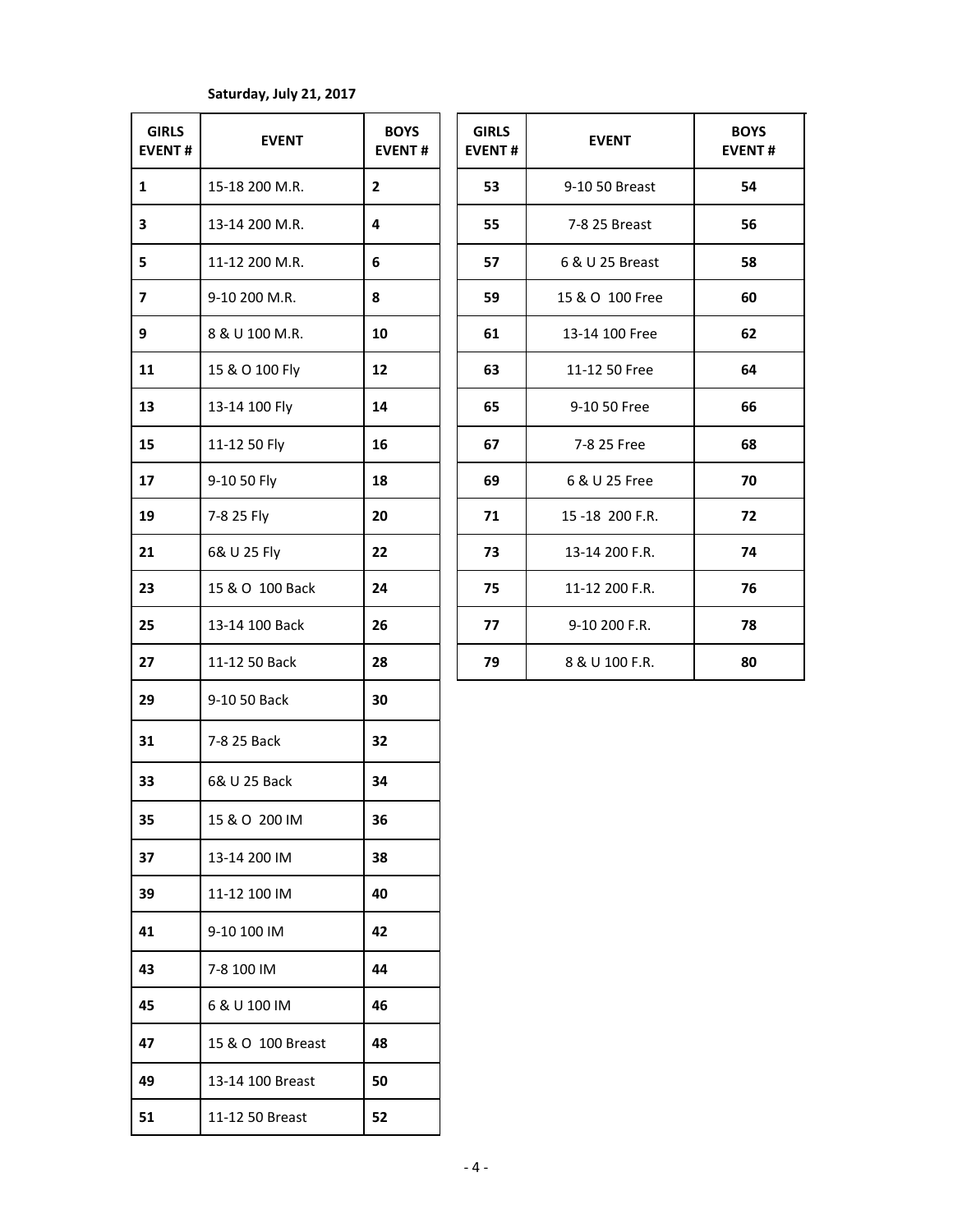**Saturday, July 21, 2017**

| GIRLS EVENT # | EVENT | BOYS EVENT # |
|---|---|---|
| 1 | 15-18 200 M.R. | 2 |
| 3 | 13-14 200 M.R. | 4 |
| 5 | 11-12 200 M.R. | 6 |
| 7 | 9-10 200 M.R. | 8 |
| 9 | 8 & U 100 M.R. | 10 |
| 11 | 15 & O 100 Fly | 12 |
| 13 | 13-14 100 Fly | 14 |
| 15 | 11-12 50 Fly | 16 |
| 17 | 9-10 50 Fly | 18 |
| 19 | 7-8 25 Fly | 20 |
| 21 | 6& U 25 Fly | 22 |
| 23 | 15 & O 100 Back | 24 |
| 25 | 13-14 100 Back | 26 |
| 27 | 11-12 50 Back | 28 |
| 29 | 9-10 50 Back | 30 |
| 31 | 7-8 25 Back | 32 |
| 33 | 6& U 25 Back | 34 |
| 35 | 15 & O 200 IM | 36 |
| 37 | 13-14 200 IM | 38 |
| 39 | 11-12 100 IM | 40 |
| 41 | 9-10 100 IM | 42 |
| 43 | 7-8 100 IM | 44 |
| 45 | 6 & U 100 IM | 46 |
| 47 | 15 & O 100 Breast | 48 |
| 49 | 13-14 100 Breast | 50 |
| 51 | 11-12 50 Breast | 52 |

| GIRLS EVENT # | EVENT | BOYS EVENT # |
|---|---|---|
| 53 | 9-10 50 Breast | 54 |
| 55 | 7-8 25 Breast | 56 |
| 57 | 6 & U 25 Breast | 58 |
| 59 | 15 & O 100 Free | 60 |
| 61 | 13-14 100 Free | 62 |
| 63 | 11-12 50 Free | 64 |
| 65 | 9-10 50 Free | 66 |
| 67 | 7-8 25 Free | 68 |
| 69 | 6 & U 25 Free | 70 |
| 71 | 15 -18 200 F.R. | 72 |
| 73 | 13-14 200 F.R. | 74 |
| 75 | 11-12 200 F.R. | 76 |
| 77 | 9-10 200 F.R. | 78 |
| 79 | 8 & U 100 F.R. | 80 |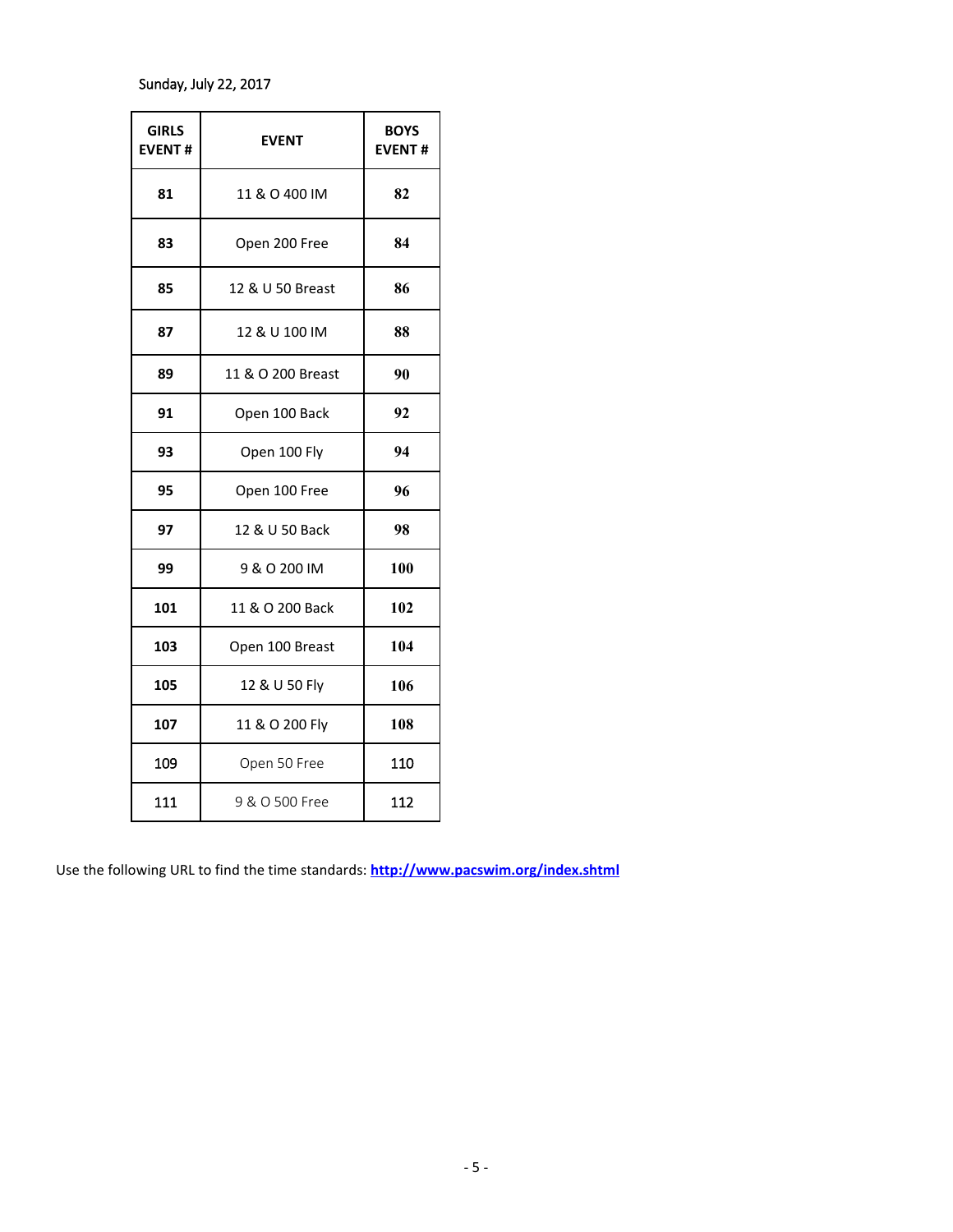Sunday, July 22, 2017

| GIRLS EVENT # | EVENT | BOYS EVENT # |
|---|---|---|
| 81 | 11 & O 400 IM | 82 |
| 83 | Open 200 Free | 84 |
| 85 | 12 & U 50 Breast | 86 |
| 87 | 12 & U 100 IM | 88 |
| 89 | 11 & O 200 Breast | 90 |
| 91 | Open 100 Back | 92 |
| 93 | Open 100 Fly | 94 |
| 95 | Open 100 Free | 96 |
| 97 | 12 & U 50 Back | 98 |
| 99 | 9 & O 200 IM | 100 |
| 101 | 11 & O 200 Back | 102 |
| 103 | Open 100 Breast | 104 |
| 105 | 12 & U 50 Fly | 106 |
| 107 | 11 & O 200 Fly | 108 |
| 109 | Open 50 Free | 110 |
| 111 | 9 & O 500 Free | 112 |

Use the following URL to find the time standards: **http://www.pacswim.org/index.shtml**